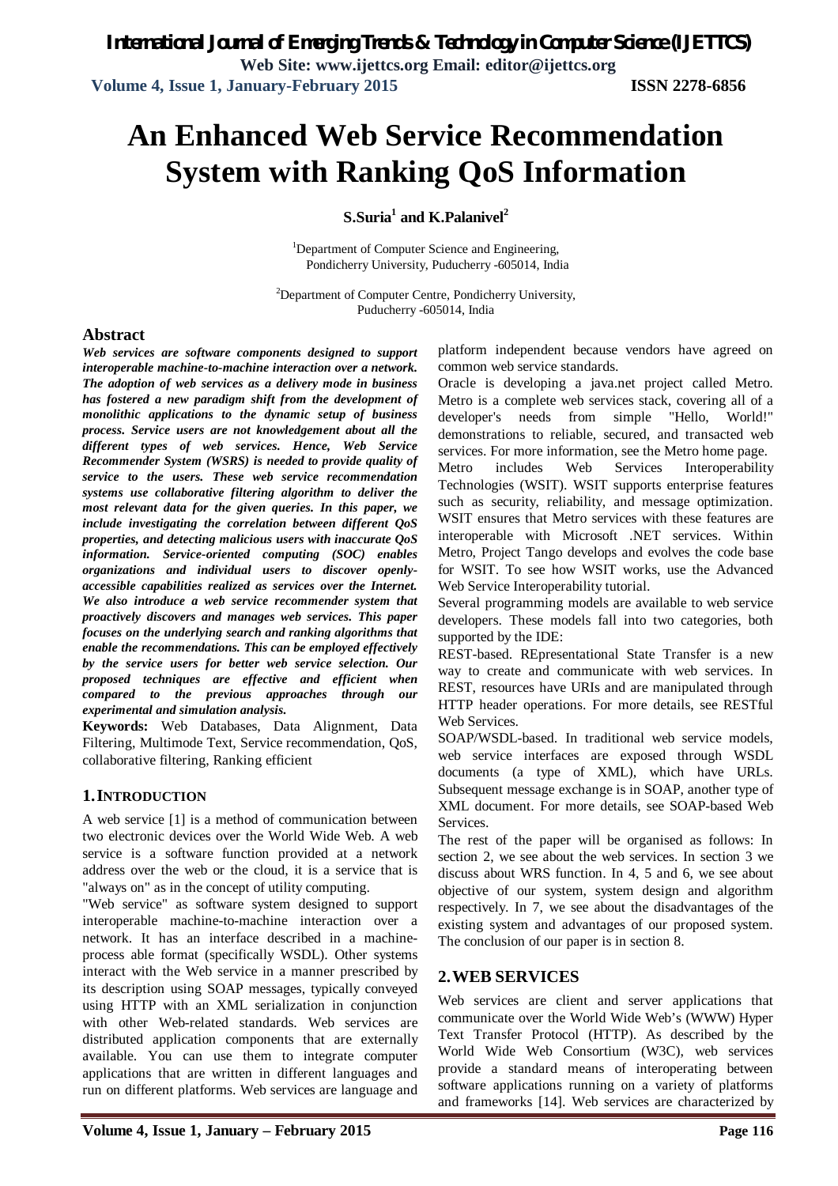# An Enhanced Web Service Recommendation System with Ranking QoS Information

**S.Suria[1] and K.Palanivel[2]**

[1]Department of Computer Science and Engineering, Pondicherry University, Puducherry -605014, India

[2]Department of Computer Centre, Pondicherry University, Puducherry -605014, India

## Abstract

***Web services are software components designed to support interoperable machine-to-machine interaction over a network. The adoption of web services as a delivery mode in business has fostered a new paradigm shift from the development of monolithic applications to the dynamic setup of business process. Service users are not knowledgement about all the different types of web services. Hence, Web Service Recommender System (WSRS) is needed to provide quality of service to the users. These web service recommendation systems use collaborative filtering algorithm to deliver the most relevant data for the given queries. In this paper, we include investigating the correlation between different QoS properties, and detecting malicious users with inaccurate QoS information. Service-oriented computing (SOC) enables organizations and individual users to discover openly-accessible capabilities realized as services over the Internet. We also introduce a web service recommender system that proactively discovers and manages web services. This paper focuses on the underlying search and ranking algorithms that enable the recommendations. This can be employed effectively by the service users for better web service selection. Our proposed techniques are effective and efficient when compared to the previous approaches through our experimental and simulation analysis.***

**Keywords:** Web Databases, Data Alignment, Data Filtering, Multimode Text, Service recommendation, QoS, collaborative filtering, Ranking efficient

## 1. INTRODUCTION

A web service [1] is a method of communication between two electronic devices over the World Wide Web. A web service is a software function provided at a network address over the web or the cloud, it is a service that is "always on" as in the concept of utility computing.

"Web service" as software system designed to support interoperable machine-to-machine interaction over a network. It has an interface described in a machine-process able format (specifically WSDL). Other systems interact with the Web service in a manner prescribed by its description using SOAP messages, typically conveyed using HTTP with an XML serialization in conjunction with other Web-related standards. Web services are distributed application components that are externally available. You can use them to integrate computer applications that are written in different languages and run on different platforms. Web services are language and platform independent because vendors have agreed on common web service standards.

Oracle is developing a java.net project called Metro. Metro is a complete web services stack, covering all of a developer's needs from simple "Hello, World!" demonstrations to reliable, secured, and transacted web services. For more information, see the Metro home page.

Metro includes Web Services Interoperability Technologies (WSIT). WSIT supports enterprise features such as security, reliability, and message optimization. WSIT ensures that Metro services with these features are interoperable with Microsoft .NET services. Within Metro, Project Tango develops and evolves the code base for WSIT. To see how WSIT works, use the Advanced Web Service Interoperability tutorial.

Several programming models are available to web service developers. These models fall into two categories, both supported by the IDE:

REST-based. REpresentational State Transfer is a new way to create and communicate with web services. In REST, resources have URIs and are manipulated through HTTP header operations. For more details, see RESTful Web Services.

SOAP/WSDL-based. In traditional web service models, web service interfaces are exposed through WSDL documents (a type of XML), which have URLs. Subsequent message exchange is in SOAP, another type of XML document. For more details, see SOAP-based Web Services.

The rest of the paper will be organised as follows: In section 2, we see about the web services. In section 3 we discuss about WRS function. In 4, 5 and 6, we see about objective of our system, system design and algorithm respectively. In 7, we see about the disadvantages of the existing system and advantages of our proposed system. The conclusion of our paper is in section 8.

## 2. WEB SERVICES

Web services are client and server applications that communicate over the World Wide Web's (WWW) Hyper Text Transfer Protocol (HTTP). As described by the World Wide Web Consortium (W3C), web services provide a standard means of interoperating between software applications running on a variety of platforms and frameworks [14]. Web services are characterized by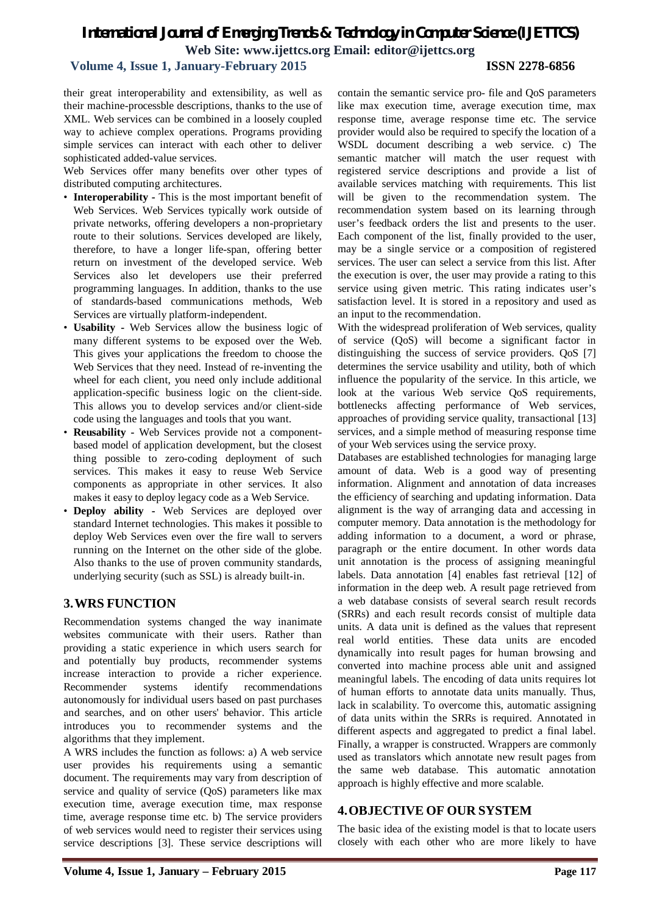their great interoperability and extensibility, as well as their machine-processble descriptions, thanks to the use of XML. Web services can be combined in a loosely coupled way to achieve complex operations. Programs providing simple services can interact with each other to deliver sophisticated added-value services.

Web Services offer many benefits over other types of distributed computing architectures.

- **Interoperability -** This is the most important benefit of Web Services. Web Services typically work outside of private networks, offering developers a non-proprietary route to their solutions. Services developed are likely, therefore, to have a longer life-span, offering better return on investment of the developed service. Web Services also let developers use their preferred programming languages. In addition, thanks to the use of standards-based communications methods, Web Services are virtually platform-independent.
- **Usability -** Web Services allow the business logic of many different systems to be exposed over the Web. This gives your applications the freedom to choose the Web Services that they need. Instead of re-inventing the wheel for each client, you need only include additional application-specific business logic on the client-side. This allows you to develop services and/or client-side code using the languages and tools that you want.
- **Reusability -** Web Services provide not a component-based model of application development, but the closest thing possible to zero-coding deployment of such services. This makes it easy to reuse Web Service components as appropriate in other services. It also makes it easy to deploy legacy code as a Web Service.
- **Deploy ability -** Web Services are deployed over standard Internet technologies. This makes it possible to deploy Web Services even over the fire wall to servers running on the Internet on the other side of the globe. Also thanks to the use of proven community standards, underlying security (such as SSL) is already built-in.

## 3. WRS FUNCTION

Recommendation systems changed the way inanimate websites communicate with their users. Rather than providing a static experience in which users search for and potentially buy products, recommender systems increase interaction to provide a richer experience. Recommender systems identify recommendations autonomously for individual users based on past purchases and searches, and on other users' behavior. This article introduces you to recommender systems and the algorithms that they implement.

A WRS includes the function as follows: a) A web service user provides his requirements using a semantic document. The requirements may vary from description of service and quality of service (QoS) parameters like max execution time, average execution time, max response time, average response time etc. b) The service providers of web services would need to register their services using service descriptions [3]. These service descriptions will contain the semantic service pro- file and QoS parameters like max execution time, average execution time, max response time, average response time etc. The service provider would also be required to specify the location of a WSDL document describing a web service. c) The semantic matcher will match the user request with registered service descriptions and provide a list of available services matching with requirements. This list will be given to the recommendation system. The recommendation system based on its learning through user's feedback orders the list and presents to the user. Each component of the list, finally provided to the user, may be a single service or a composition of registered services. The user can select a service from this list. After the execution is over, the user may provide a rating to this service using given metric. This rating indicates user's satisfaction level. It is stored in a repository and used as an input to the recommendation.

With the widespread proliferation of Web services, quality of service (QoS) will become a significant factor in distinguishing the success of service providers. QoS [7] determines the service usability and utility, both of which influence the popularity of the service. In this article, we look at the various Web service QoS requirements, bottlenecks affecting performance of Web services, approaches of providing service quality, transactional [13] services, and a simple method of measuring response time of your Web services using the service proxy.

Databases are established technologies for managing large amount of data. Web is a good way of presenting information. Alignment and annotation of data increases the efficiency of searching and updating information. Data alignment is the way of arranging data and accessing in computer memory. Data annotation is the methodology for adding information to a document, a word or phrase, paragraph or the entire document. In other words data unit annotation is the process of assigning meaningful labels. Data annotation [4] enables fast retrieval [12] of information in the deep web. A result page retrieved from a web database consists of several search result records (SRRs) and each result records consist of multiple data units. A data unit is defined as the values that represent real world entities. These data units are encoded dynamically into result pages for human browsing and converted into machine process able unit and assigned meaningful labels. The encoding of data units requires lot of human efforts to annotate data units manually. Thus, lack in scalability. To overcome this, automatic assigning of data units within the SRRs is required. Annotated in different aspects and aggregated to predict a final label. Finally, a wrapper is constructed. Wrappers are commonly used as translators which annotate new result pages from the same web database. This automatic annotation approach is highly effective and more scalable.

## 4. OBJECTIVE OF OUR SYSTEM

The basic idea of the existing model is that to locate users closely with each other who are more likely to have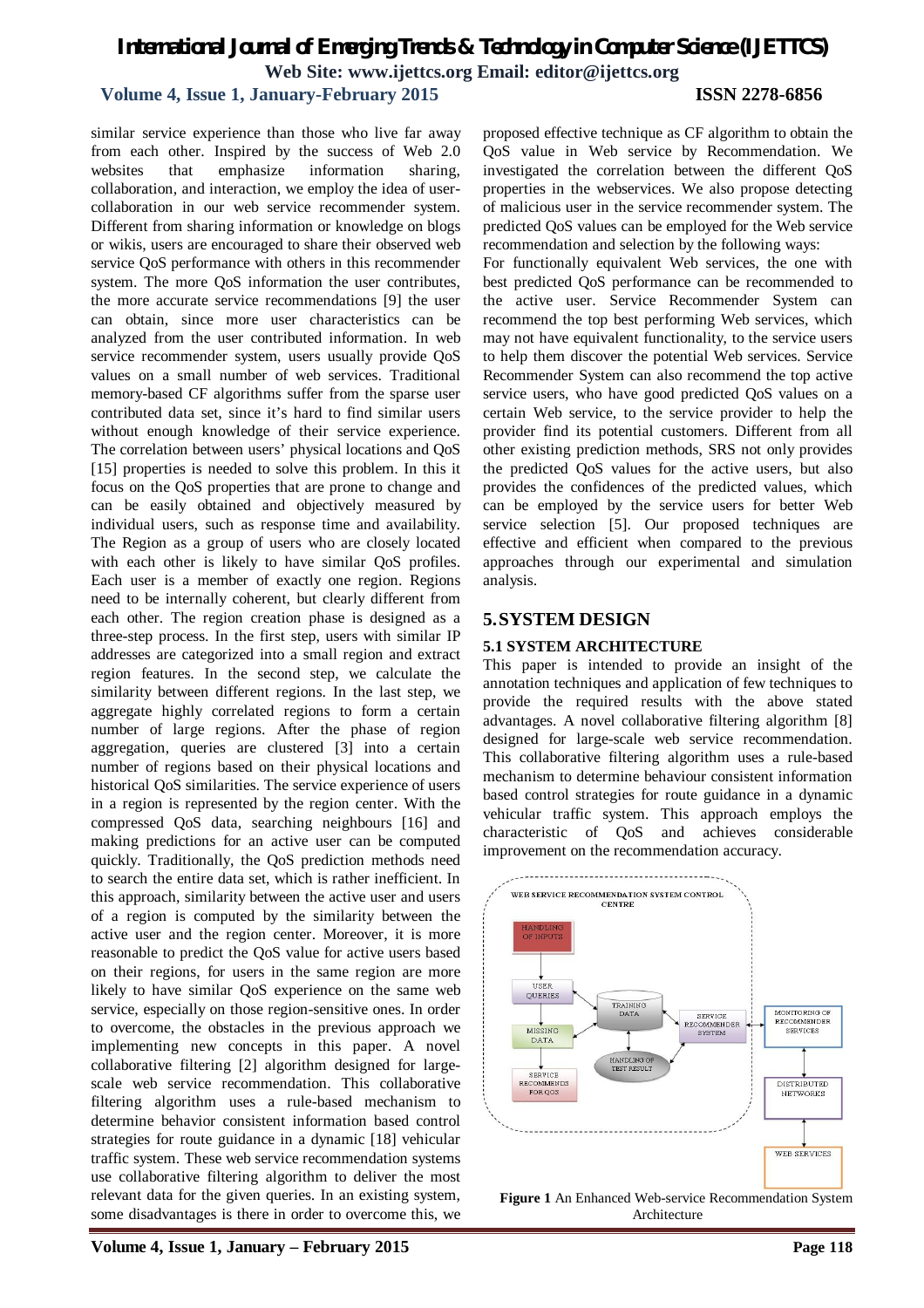similar service experience than those who live far away from each other. Inspired by the success of Web 2.0 websites that emphasize information sharing, collaboration, and interaction, we employ the idea of user-collaboration in our web service recommender system. Different from sharing information or knowledge on blogs or wikis, users are encouraged to share their observed web service QoS performance with others in this recommender system. The more QoS information the user contributes, the more accurate service recommendations [9] the user can obtain, since more user characteristics can be analyzed from the user contributed information. In web service recommender system, users usually provide QoS values on a small number of web services. Traditional memory-based CF algorithms suffer from the sparse user contributed data set, since it's hard to find similar users without enough knowledge of their service experience. The correlation between users' physical locations and QoS [15] properties is needed to solve this problem. In this it focus on the QoS properties that are prone to change and can be easily obtained and objectively measured by individual users, such as response time and availability. The Region as a group of users who are closely located with each other is likely to have similar QoS profiles. Each user is a member of exactly one region. Regions need to be internally coherent, but clearly different from each other. The region creation phase is designed as a three-step process. In the first step, users with similar IP addresses are categorized into a small region and extract region features. In the second step, we calculate the similarity between different regions. In the last step, we aggregate highly correlated regions to form a certain number of large regions. After the phase of region aggregation, queries are clustered [3] into a certain number of regions based on their physical locations and historical QoS similarities. The service experience of users in a region is represented by the region center. With the compressed QoS data, searching neighbours [16] and making predictions for an active user can be computed quickly. Traditionally, the QoS prediction methods need to search the entire data set, which is rather inefficient. In this approach, similarity between the active user and users of a region is computed by the similarity between the active user and the region center. Moreover, it is more reasonable to predict the QoS value for active users based on their regions, for users in the same region are more likely to have similar QoS experience on the same web service, especially on those region-sensitive ones. In order to overcome, the obstacles in the previous approach we implementing new concepts in this paper. A novel collaborative filtering [2] algorithm designed for large-scale web service recommendation. This collaborative filtering algorithm uses a rule-based mechanism to determine behavior consistent information based control strategies for route guidance in a dynamic [18] vehicular traffic system. These web service recommendation systems use collaborative filtering algorithm to deliver the most relevant data for the given queries. In an existing system, some disadvantages is there in order to overcome this, we proposed effective technique as CF algorithm to obtain the QoS value in Web service by Recommendation. We investigated the correlation between the different QoS properties in the webservices. We also propose detecting of malicious user in the service recommender system. The predicted QoS values can be employed for the Web service recommendation and selection by the following ways:

For functionally equivalent Web services, the one with best predicted QoS performance can be recommended to the active user. Service Recommender System can recommend the top best performing Web services, which may not have equivalent functionality, to the service users to help them discover the potential Web services. Service Recommender System can also recommend the top active service users, who have good predicted QoS values on a certain Web service, to the service provider to help the provider find its potential customers. Different from all other existing prediction methods, SRS not only provides the predicted QoS values for the active users, but also provides the confidences of the predicted values, which can be employed by the service users for better Web service selection [5]. Our proposed techniques are effective and efficient when compared to the previous approaches through our experimental and simulation analysis.

## 5. SYSTEM DESIGN

### 5.1 SYSTEM ARCHITECTURE

This paper is intended to provide an insight of the annotation techniques and application of few techniques to provide the required results with the above stated advantages. A novel collaborative filtering algorithm [8] designed for large-scale web service recommendation. This collaborative filtering algorithm uses a rule-based mechanism to determine behaviour consistent information based control strategies for route guidance in a dynamic vehicular traffic system. This approach employs the characteristic of QoS and achieves considerable improvement on the recommendation accuracy.

**Figure 1** An Enhanced Web-service Recommendation System Architecture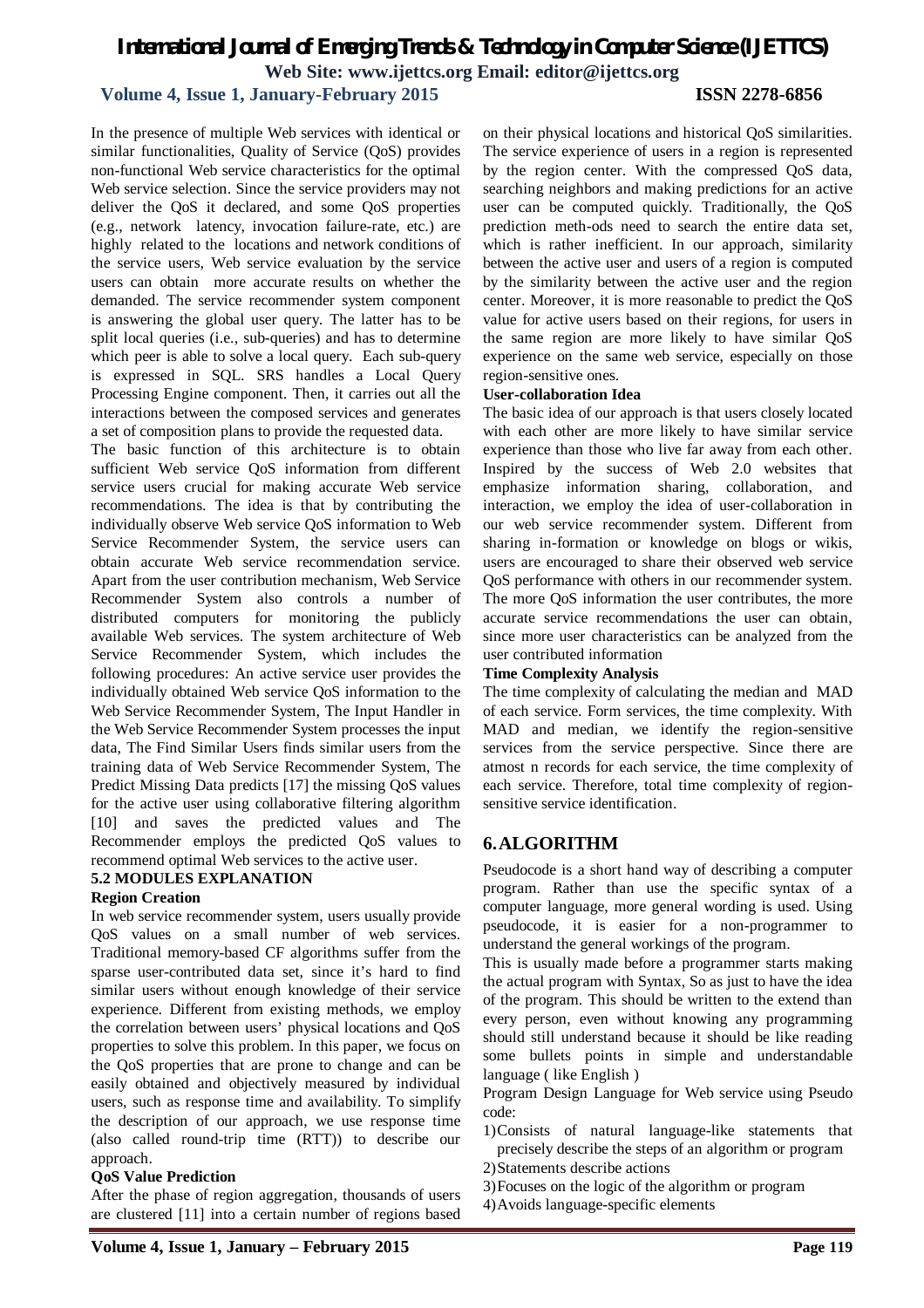In the presence of multiple Web services with identical or similar functionalities, Quality of Service (QoS) provides non-functional Web service characteristics for the optimal Web service selection. Since the service providers may not deliver the QoS it declared, and some QoS properties (e.g., network latency, invocation failure-rate, etc.) are highly related to the locations and network conditions of the service users, Web service evaluation by the service users can obtain more accurate results on whether the demanded. The service recommender system component is answering the global user query. The latter has to be split local queries (i.e., sub-queries) and has to determine which peer is able to solve a local query. Each sub-query is expressed in SQL. SRS handles a Local Query Processing Engine component. Then, it carries out all the interactions between the composed services and generates a set of composition plans to provide the requested data.

The basic function of this architecture is to obtain sufficient Web service QoS information from different service users crucial for making accurate Web service recommendations. The idea is that by contributing the individually observe Web service QoS information to Web Service Recommender System, the service users can obtain accurate Web service recommendation service. Apart from the user contribution mechanism, Web Service Recommender System also controls a number of distributed computers for monitoring the publicly available Web services. The system architecture of Web Service Recommender System, which includes the following procedures: An active service user provides the individually obtained Web service QoS information to the Web Service Recommender System, The Input Handler in the Web Service Recommender System processes the input data, The Find Similar Users finds similar users from the training data of Web Service Recommender System, The Predict Missing Data predicts [17] the missing QoS values for the active user using collaborative filtering algorithm [10] and saves the predicted values and The Recommender employs the predicted QoS values to recommend optimal Web services to the active user.

### 5.2 MODULES EXPLANATION

**Region Creation**

In web service recommender system, users usually provide QoS values on a small number of web services. Traditional memory-based CF algorithms suffer from the sparse user-contributed data set, since it's hard to find similar users without enough knowledge of their service experience. Different from existing methods, we employ the correlation between users' physical locations and QoS properties to solve this problem. In this paper, we focus on the QoS properties that are prone to change and can be easily obtained and objectively measured by individual users, such as response time and availability. To simplify the description of our approach, we use response time (also called round-trip time (RTT)) to describe our approach.

**QoS Value Prediction**

After the phase of region aggregation, thousands of users are clustered [11] into a certain number of regions based on their physical locations and historical QoS similarities. The service experience of users in a region is represented by the region center. With the compressed QoS data, searching neighbors and making predictions for an active user can be computed quickly. Traditionally, the QoS prediction meth-ods need to search the entire data set, which is rather inefficient. In our approach, similarity between the active user and users of a region is computed by the similarity between the active user and the region center. Moreover, it is more reasonable to predict the QoS value for active users based on their regions, for users in the same region are more likely to have similar QoS experience on the same web service, especially on those region-sensitive ones.

**User-collaboration Idea**

The basic idea of our approach is that users closely located with each other are more likely to have similar service experience than those who live far away from each other. Inspired by the success of Web 2.0 websites that emphasize information sharing, collaboration, and interaction, we employ the idea of user-collaboration in our web service recommender system. Different from sharing in-formation or knowledge on blogs or wikis, users are encouraged to share their observed web service QoS performance with others in our recommender system. The more QoS information the user contributes, the more accurate service recommendations the user can obtain, since more user characteristics can be analyzed from the user contributed information

**Time Complexity Analysis**

The time complexity of calculating the median and MAD of each service. Form services, the time complexity. With MAD and median, we identify the region-sensitive services from the service perspective. Since there are atmost n records for each service, the time complexity of each service. Therefore, total time complexity of region-sensitive service identification.

## 6. ALGORITHM

Pseudocode is a short hand way of describing a computer program. Rather than use the specific syntax of a computer language, more general wording is used. Using pseudocode, it is easier for a non-programmer to understand the general workings of the program.

This is usually made before a programmer starts making the actual program with Syntax, So as just to have the idea of the program. This should be written to the extend than every person, even without knowing any programming should still understand because it should be like reading some bullets points in simple and understandable language ( like English )

Program Design Language for Web service using Pseudo code:

1) Consists of natural language-like statements that precisely describe the steps of an algorithm or program
2) Statements describe actions
3) Focuses on the logic of the algorithm or program
4) Avoids language-specific elements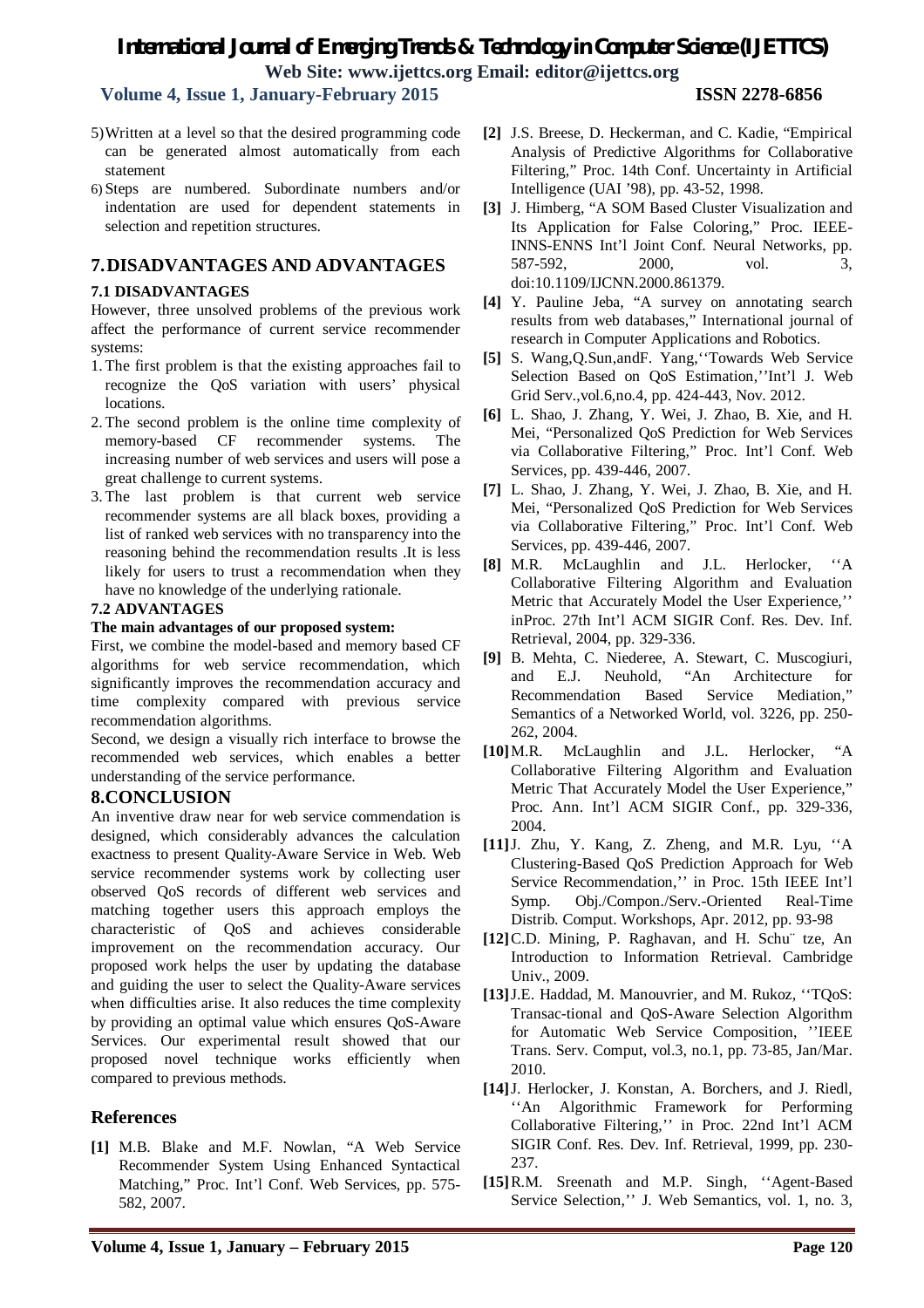5) Written at a level so that the desired programming code can be generated almost automatically from each statement
6) Steps are numbered. Subordinate numbers and/or indentation are used for dependent statements in selection and repetition structures.

# 7. DISADVANTAGES AND ADVANTAGES

## 7.1 DISADVANTAGES

However, three unsolved problems of the previous work affect the performance of current service recommender systems:

1. The first problem is that the existing approaches fail to recognize the QoS variation with users' physical locations.
2. The second problem is the online time complexity of memory-based CF recommender systems. The increasing number of web services and users will pose a great challenge to current systems.
3. The last problem is that current web service recommender systems are all black boxes, providing a list of ranked web services with no transparency into the reasoning behind the recommendation results .It is less likely for users to trust a recommendation when they have no knowledge of the underlying rationale.

## 7.2 ADVANTAGES

**The main advantages of our proposed system:**

First, we combine the model-based and memory based CF algorithms for web service recommendation, which significantly improves the recommendation accuracy and time complexity compared with previous service recommendation algorithms.

Second, we design a visually rich interface to browse the recommended web services, which enables a better understanding of the service performance.

# 8. CONCLUSION

An inventive draw near for web service commendation is designed, which considerably advances the calculation exactness to present Quality-Aware Service in Web. Web service recommender systems work by collecting user observed QoS records of different web services and matching together users this approach employs the characteristic of QoS and achieves considerable improvement on the recommendation accuracy. Our proposed work helps the user by updating the database and guiding the user to select the Quality-Aware services when difficulties arise. It also reduces the time complexity by providing an optimal value which ensures QoS-Aware Services. Our experimental result showed that our proposed novel technique works efficiently when compared to previous methods.

# References

**[1]** M.B. Blake and M.F. Nowlan, "A Web Service Recommender System Using Enhanced Syntactical Matching," Proc. Int'l Conf. Web Services, pp. 575-582, 2007.

**[2]** J.S. Breese, D. Heckerman, and C. Kadie, "Empirical Analysis of Predictive Algorithms for Collaborative Filtering," Proc. 14th Conf. Uncertainty in Artificial Intelligence (UAI '98), pp. 43-52, 1998.

**[3]** J. Himberg, "A SOM Based Cluster Visualization and Its Application for False Coloring," Proc. IEEE-INNS-ENNS Int'l Joint Conf. Neural Networks, pp. 587-592, 2000, vol. 3, doi:10.1109/IJCNN.2000.861379.

**[4]** Y. Pauline Jeba, "A survey on annotating search results from web databases," International journal of research in Computer Applications and Robotics.

**[5]** S. Wang,Q.Sun,andF. Yang,''Towards Web Service Selection Based on QoS Estimation,''Int'l J. Web Grid Serv.,vol.6,no.4, pp. 424-443, Nov. 2012.

**[6]** L. Shao, J. Zhang, Y. Wei, J. Zhao, B. Xie, and H. Mei, "Personalized QoS Prediction for Web Services via Collaborative Filtering," Proc. Int'l Conf. Web Services, pp. 439-446, 2007.

**[7]** L. Shao, J. Zhang, Y. Wei, J. Zhao, B. Xie, and H. Mei, "Personalized QoS Prediction for Web Services via Collaborative Filtering," Proc. Int'l Conf. Web Services, pp. 439-446, 2007.

**[8]** M.R. McLaughlin and J.L. Herlocker, ''A Collaborative Filtering Algorithm and Evaluation Metric that Accurately Model the User Experience,'' inProc. 27th Int'l ACM SIGIR Conf. Res. Dev. Inf. Retrieval, 2004, pp. 329-336.

**[9]** B. Mehta, C. Niederee, A. Stewart, C. Muscogiuri, and E.J. Neuhold, "An Architecture for Recommendation Based Service Mediation," Semantics of a Networked World, vol. 3226, pp. 250-262, 2004.

**[10]** M.R. McLaughlin and J.L. Herlocker, "A Collaborative Filtering Algorithm and Evaluation Metric That Accurately Model the User Experience," Proc. Ann. Int'l ACM SIGIR Conf., pp. 329-336, 2004.

**[11]** J. Zhu, Y. Kang, Z. Zheng, and M.R. Lyu, ''A Clustering-Based QoS Prediction Approach for Web Service Recommendation,'' in Proc. 15th IEEE Int'l Symp. Obj./Compon./Serv.-Oriented Real-Time Distrib. Comput. Workshops, Apr. 2012, pp. 93-98

**[12]** C.D. Mining, P. Raghavan, and H. Schu¨ tze, An Introduction to Information Retrieval. Cambridge Univ., 2009.

**[13]** J.E. Haddad, M. Manouvrier, and M. Rukoz, ''TQoS: Transac-tional and QoS-Aware Selection Algorithm for Automatic Web Service Composition, ''IEEE Trans. Serv. Comput, vol.3, no.1, pp. 73-85, Jan/Mar. 2010.

**[14]** J. Herlocker, J. Konstan, A. Borchers, and J. Riedl, ''An Algorithmic Framework for Performing Collaborative Filtering,'' in Proc. 22nd Int'l ACM SIGIR Conf. Res. Dev. Inf. Retrieval, 1999, pp. 230-237.

**[15]** R.M. Sreenath and M.P. Singh, ''Agent-Based Service Selection,'' J. Web Semantics, vol. 1, no. 3,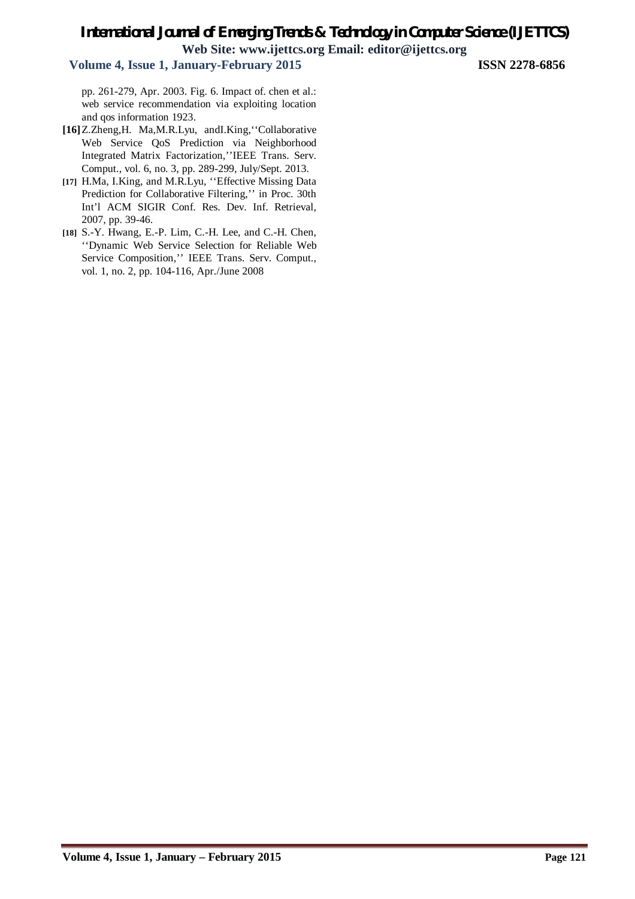pp. 261-279, Apr. 2003. Fig. 6. Impact of. chen et al.: web service recommendation via exploiting location and qos information 1923.

**[16]** Z.Zheng,H. Ma,M.R.Lyu, andI.King,''Collaborative Web Service QoS Prediction via Neighborhood Integrated Matrix Factorization,''IEEE Trans. Serv. Comput., vol. 6, no. 3, pp. 289-299, July/Sept. 2013.

**[17]** H.Ma, I.King, and M.R.Lyu, ''Effective Missing Data Prediction for Collaborative Filtering,'' in Proc. 30th Int'l ACM SIGIR Conf. Res. Dev. Inf. Retrieval, 2007, pp. 39-46.

**[18]** S.-Y. Hwang, E.-P. Lim, C.-H. Lee, and C.-H. Chen, ''Dynamic Web Service Selection for Reliable Web Service Composition,'' IEEE Trans. Serv. Comput., vol. 1, no. 2, pp. 104-116, Apr./June 2008